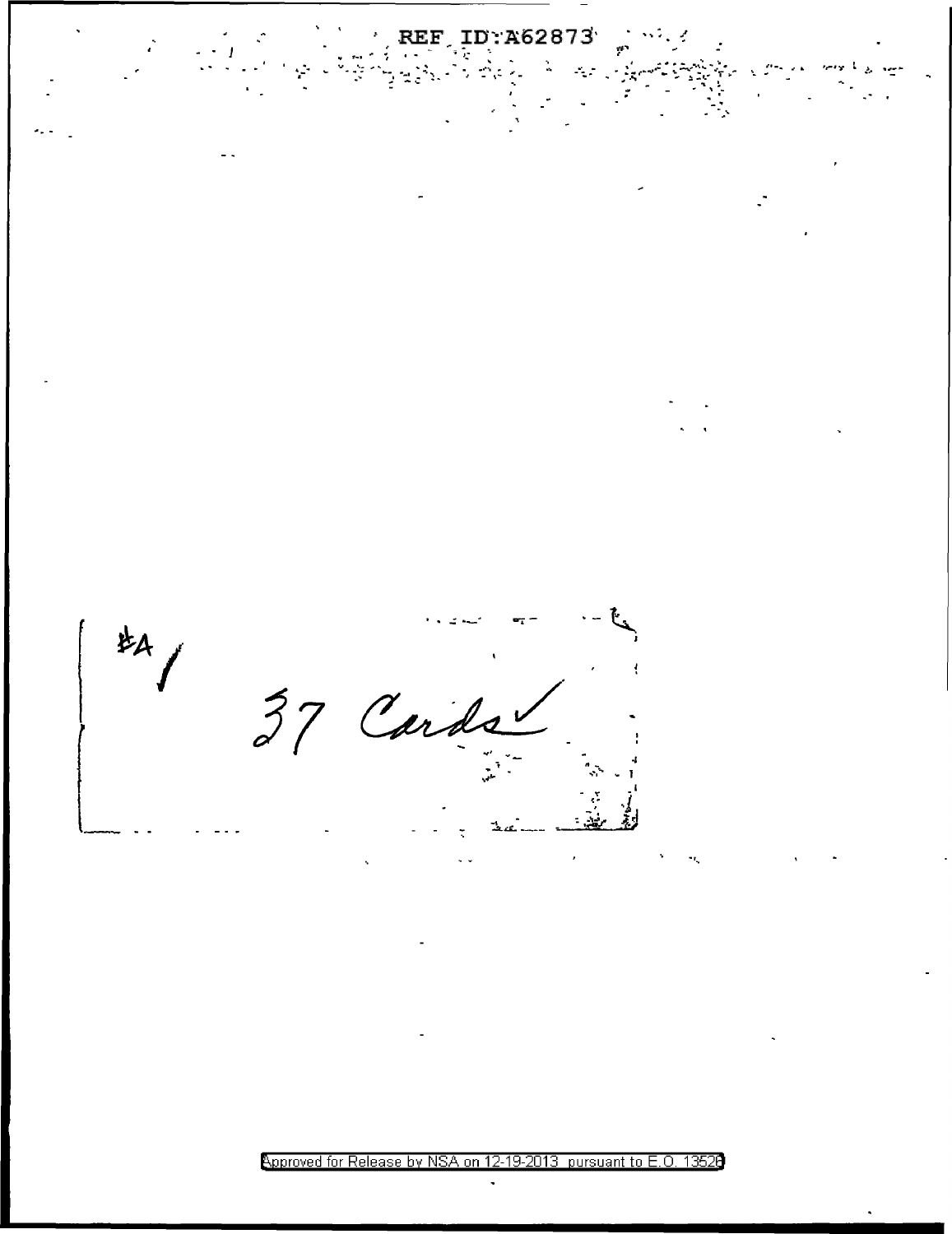#A

37 Cards ✓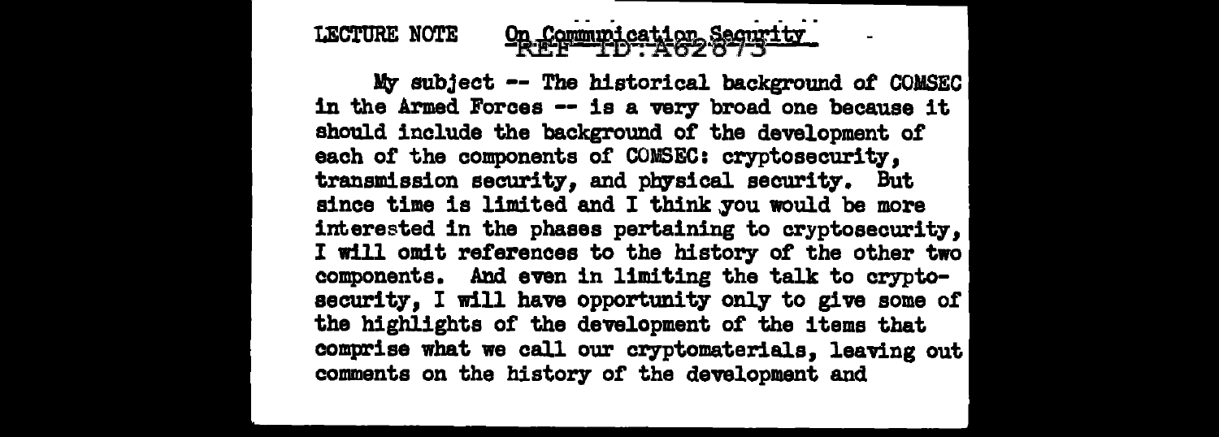LECTURE NOTE On Communication Security

My subject -- The historical background of COMSEC in the Armed Forces -- is a very broad one because it should include the background of the development of each of the components of COMSEC: cryptosecurity, transmission security, and physical security. But since time is limited and I think you would be more interested in the phases pertaining to cryptosecurity, I will omit references to the history of the other two components. And even in limiting the talk to cryptosecurity, I will have opportunity only to give some of the highlights of the development of the items that comprise what we call our cryptomaterials, leaving out comments on the history of the development and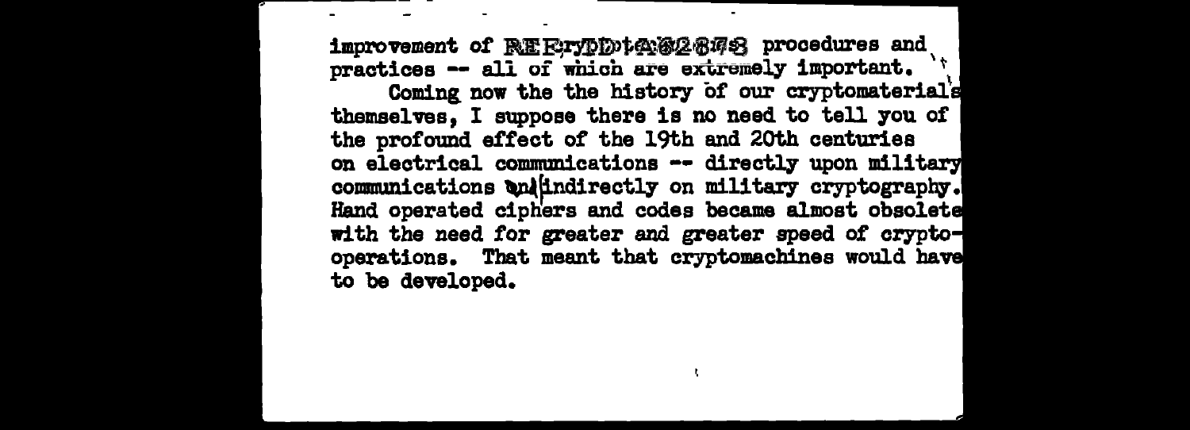improvement of REF ID:A62878 procedures and practices -- all of which are extremely important.

Coming now the the history of our cryptomaterials themselves, I suppose there is no need to tell you of the profound effect of the 19th and 20th centuries on electrical communications -- directly upon military communications and indirectly on military cryptography. Hand operated ciphers and codes became almost obsolete with the need for greater and greater speed of crypto-operations. That meant that cryptomachines would have to be developed.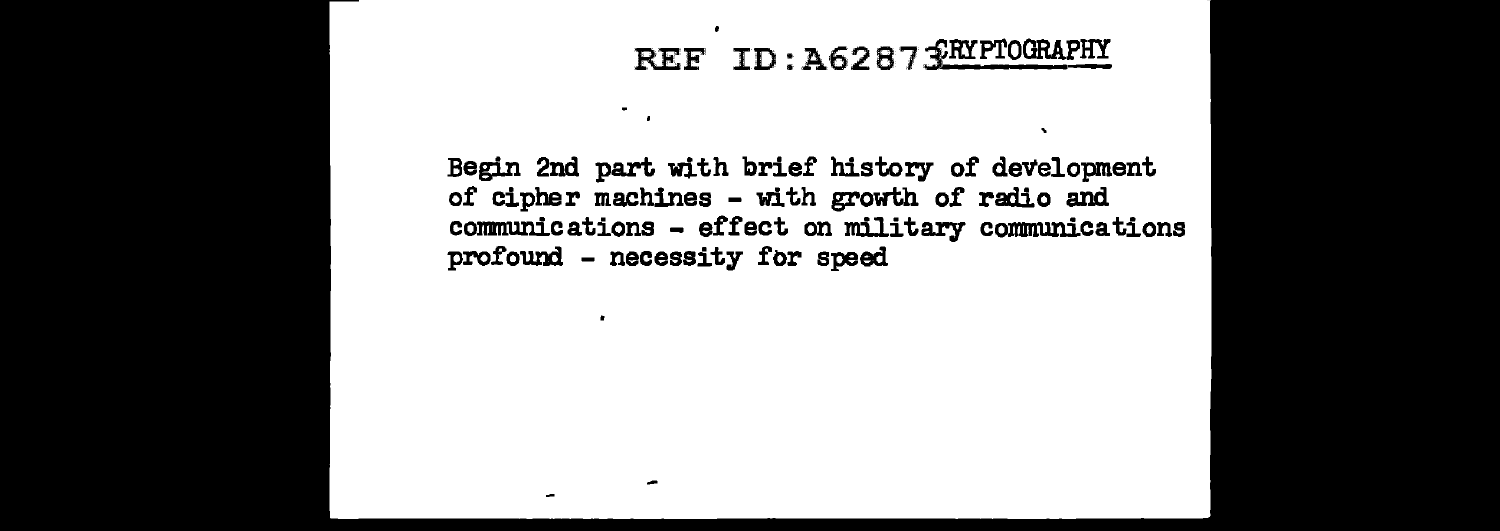CRYPTOGRAPHY

Begin 2nd part with brief history of development of cipher machines - with growth of radio and communications - effect on military communications profound - necessity for speed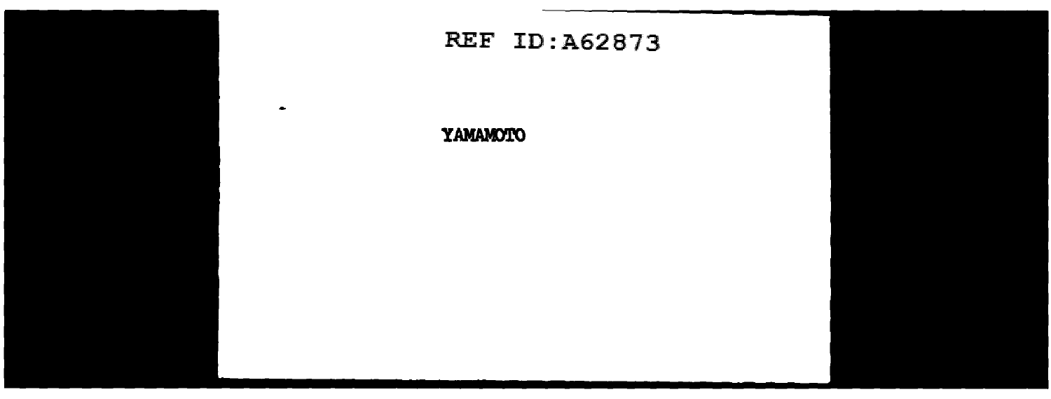**YAMAMOTO**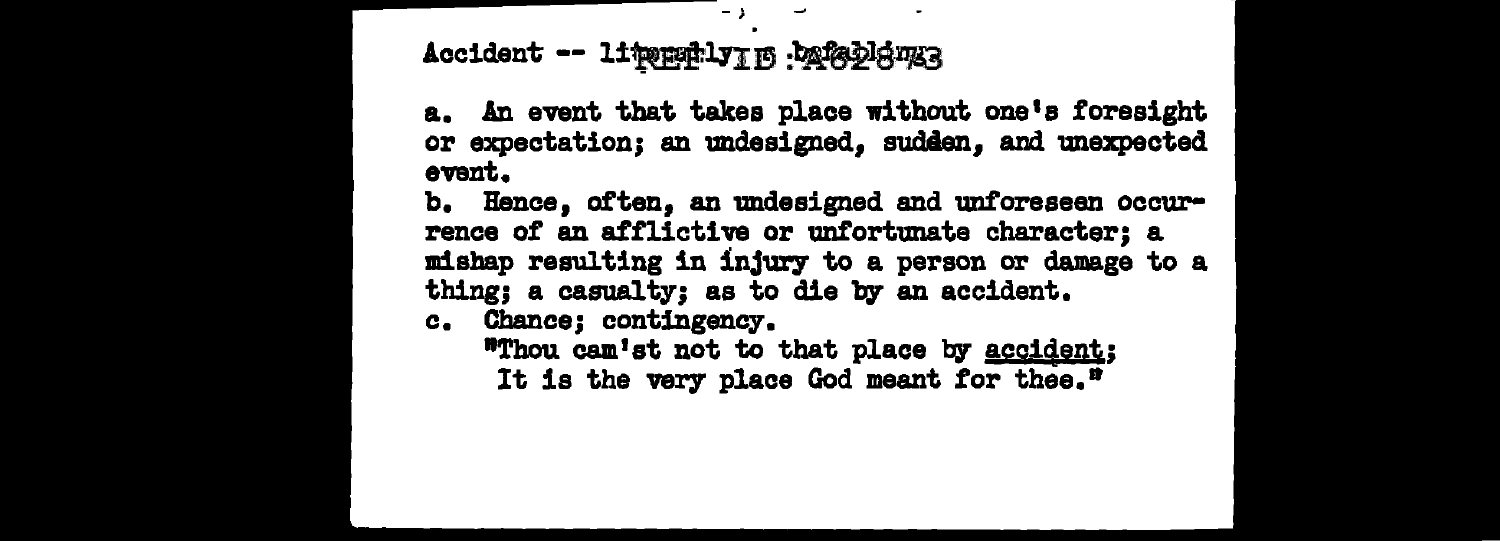Accident -- literally a befalling

a. An event that takes place without one's foresight or expectation; an undesigned, sudden, and unexpected event.

b. Hence, often, an undesigned and unforeseen occurrence of an afflictive or unfortunate character; a mishap resulting in injury to a person or damage to a thing; a casualty; as to die by an accident.

c. Chance; contingency.

"Thou cam'st not to that place by <u>accident</u>;
It is the very place God meant for thee."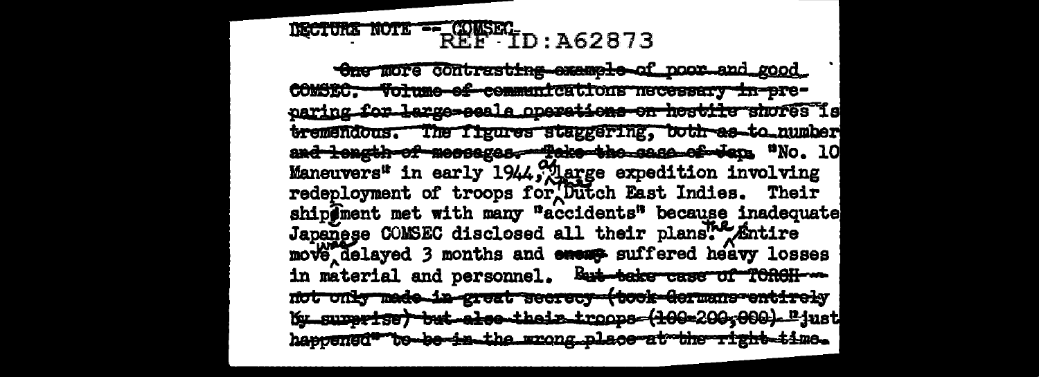LECTURE NOTE -- COMSEC

~~One more contrasting example of poor and good COMSEC. Volume of communications necessary in preparing for large-scale operations on hostile shores is tremendous. The figures staggering, both as to number and length of messages. Take the case of Jap.~~ "No. 10 Maneuvers" in early 1944, a large expedition involving redeployment of troops for the Dutch East Indies. Their shipment met with many "accidents" because inadequate Japanese COMSEC disclosed all their plans. The entire move was delayed 3 months and ~~enemy~~ suffered heavy losses in material and personnel. ~~But take case of TORCH -- not only made in great secrecy (took Germans entirely by surprise) but also their troops (100-200,000) "just happened" to be in the wrong place at the right time.~~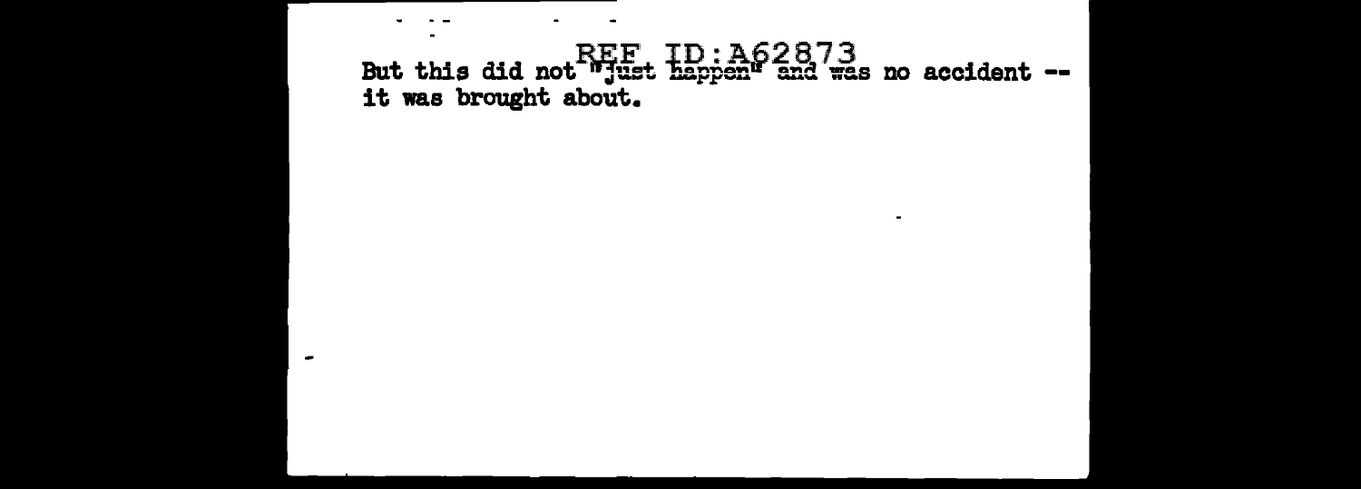But this did not "just happen" and was no accident -- it was brought about.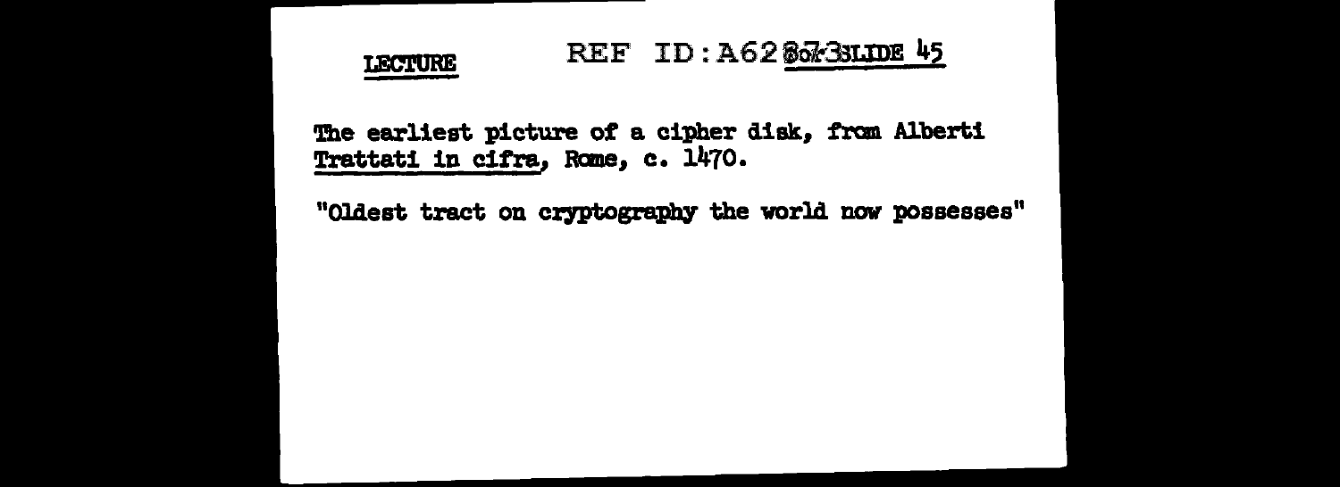**LECTURE** REF ID:A62873 SLIDE 45

The earliest picture of a cipher disk, from Alberti Trattati in cifra, Rome, c. 1470.

"Oldest tract on cryptography the world now possesses"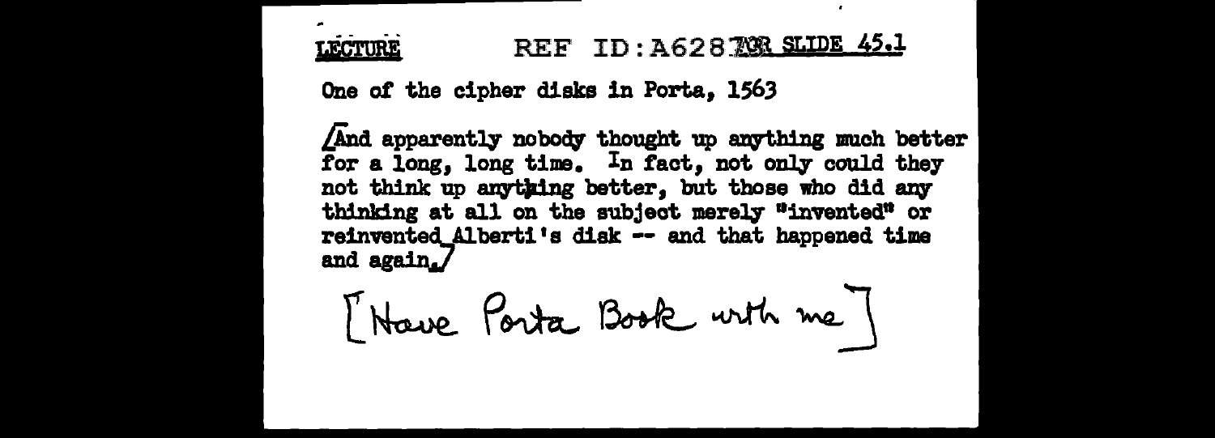LECTURE REF ID:A628 FOR SLIDE 45.1

One of the cipher disks in Porta, 1563

/And apparently nobody thought up anything much better for a long, long time. In fact, not only could they not think up anything better, but those who did any thinking at all on the subject merely "invented" or reinvented Alberti's disk -- and that happened time and again./

[Have Porta Book with me]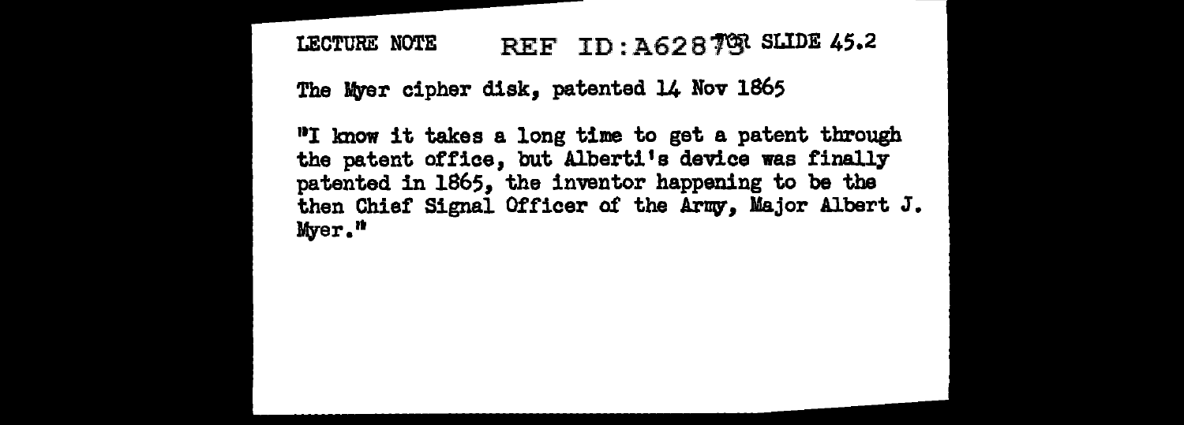LECTURE NOTE REF ID:A62879 FOR SLIDE 45.2

The Myer cipher disk, patented 14 Nov 1865

"I know it takes a long time to get a patent through the patent office, but Alberti's device was finally patented in 1865, the inventor happening to be the then Chief Signal Officer of the Army, Major Albert J. Myer."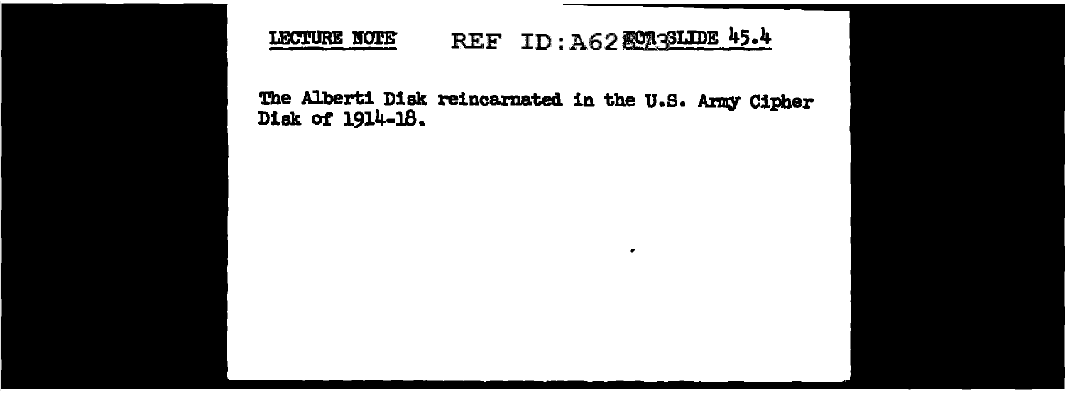LECTURE NOTE    REF ID:A62803    FOR SLIDE 45.4

The Alberti Disk reincarnated in the U.S. Army Cipher Disk of 1914-18.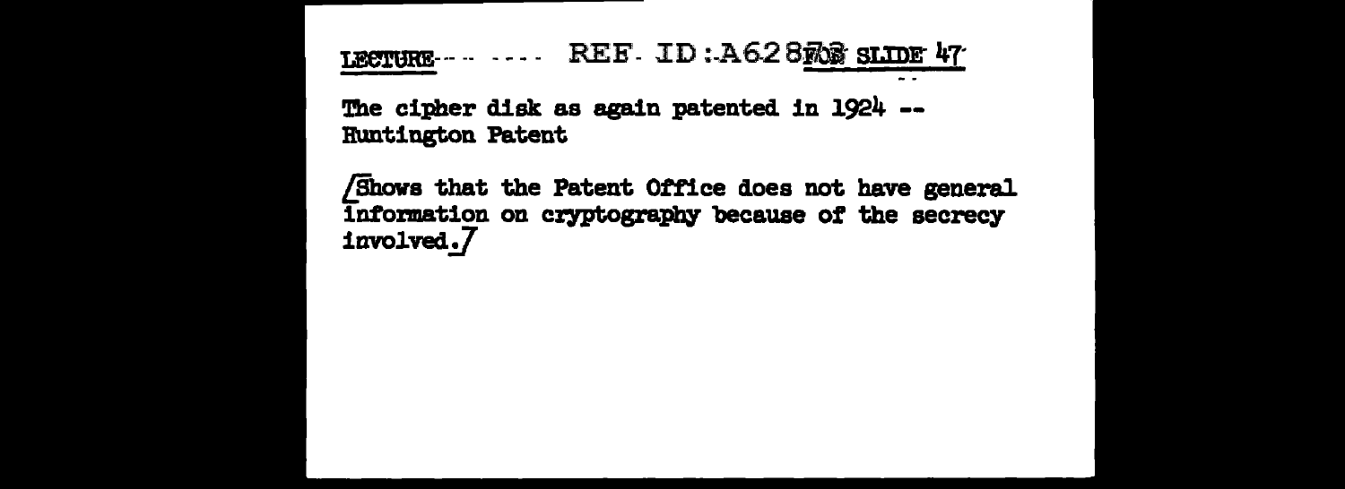LECTURE ---- ---- REF ID:A62873 FOR SLIDE 47

The cipher disk as again patented in 1924 -- Huntington Patent

[Shows that the Patent Office does not have general information on cryptography because of the secrecy involved.]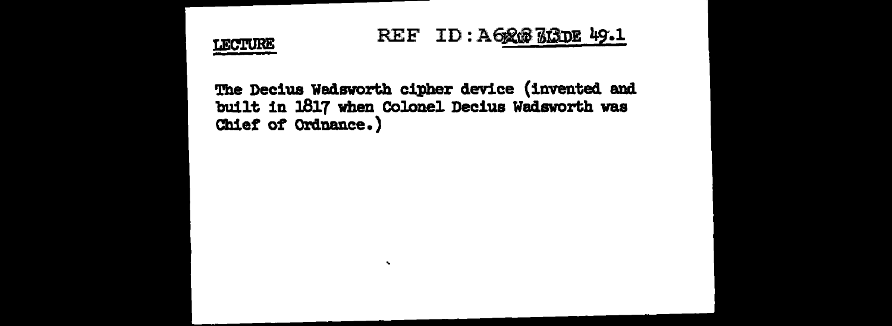LECTURE

REF ID:A62873 SLIDE 49.1

The Decius Wadsworth cipher device (invented and built in 1817 when Colonel Decius Wadsworth was Chief of Ordnance.)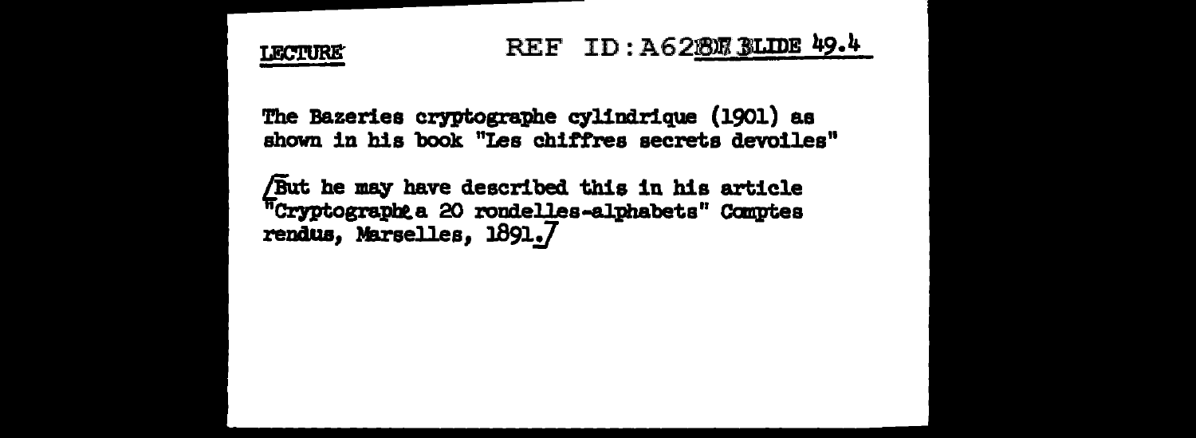LECTURE

REF ID:A62801 SLIDE 49.4

The Bazeries cryptographe cylindrique (1901) as shown in his book "Les chiffres secrets devoiles"

[But he may have described this in his article "Cryptographe a 20 rondelles-alphabets" Comptes rendus, Marselles, 1891.]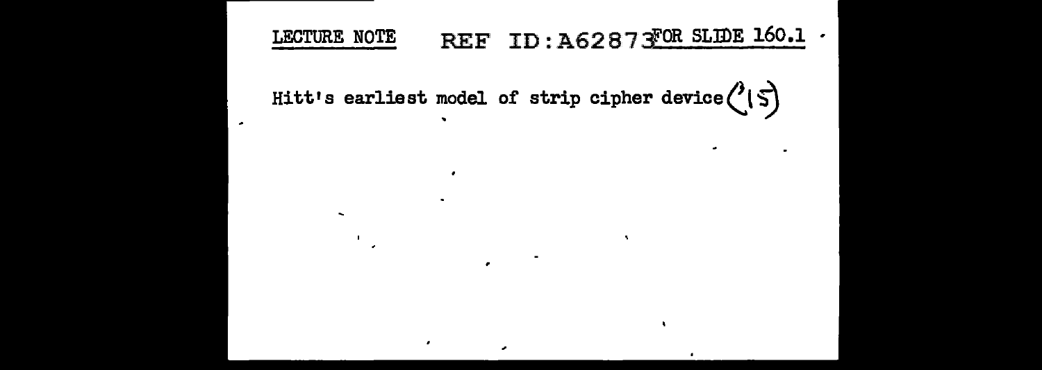LECTURE NOTE REF ID:A62873 FOR SLIDE 160.1

Hitt's earliest model of strip cipher device (?15)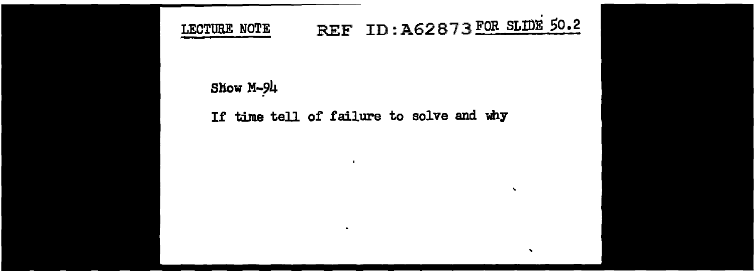LECTURE NOTE REF ID:A62873 FOR SLIDE 50.2

Show M-94

If time tell of failure to solve and why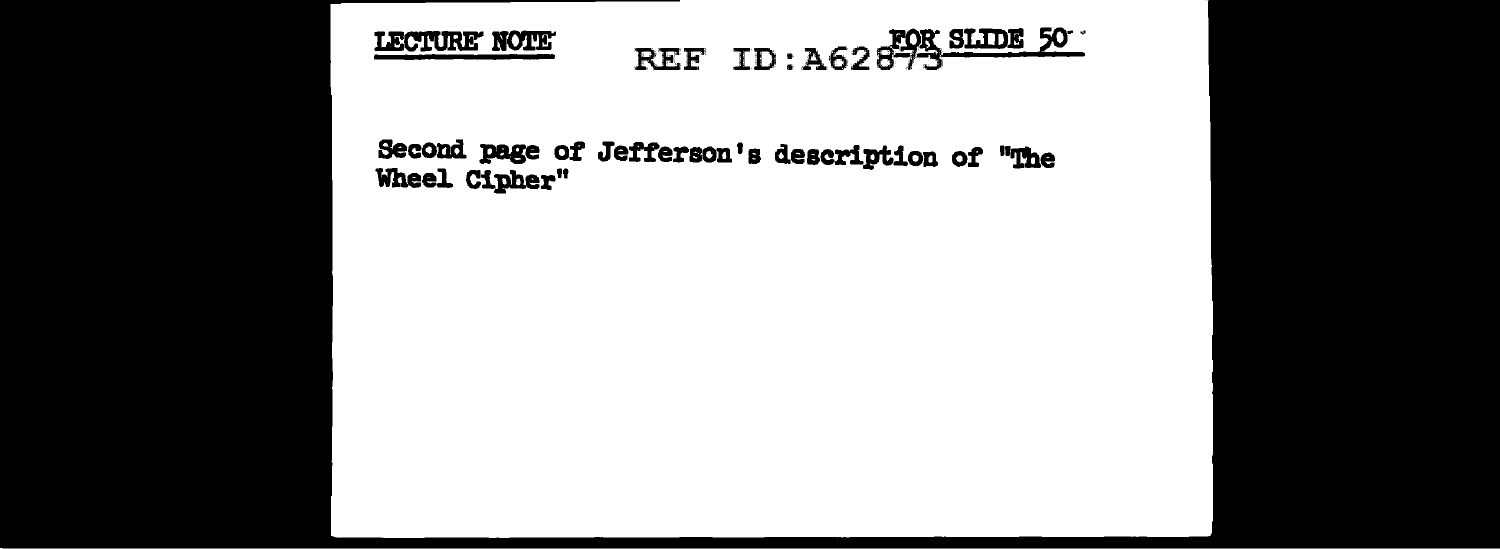**LECTURE NOTE** REF ID:A62873 **FOR SLIDE 50**

Second page of Jefferson's description of "The Wheel Cipher"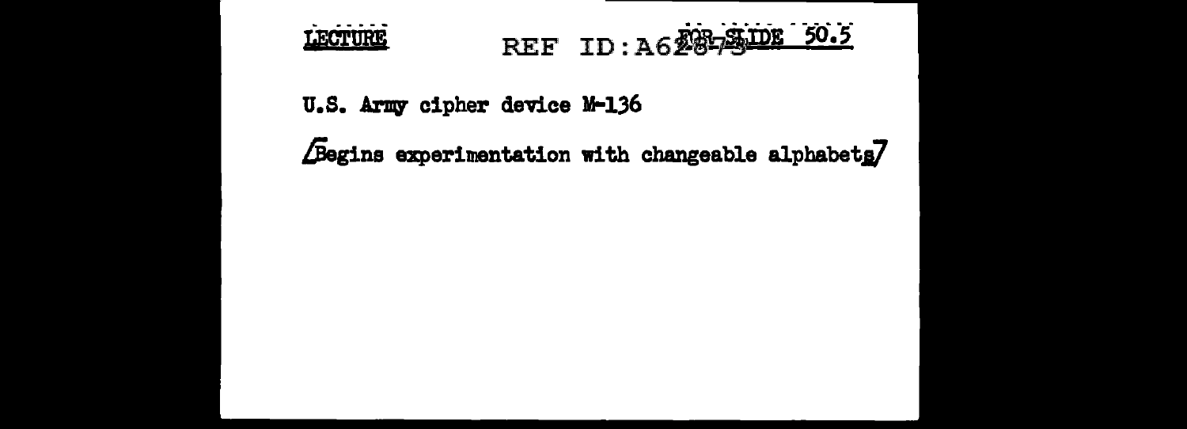LECTURE REF ID:A628-73 FOR SLIDE 50.5

U.S. Army cipher device M-136

[Begins experimentation with changeable alphabets]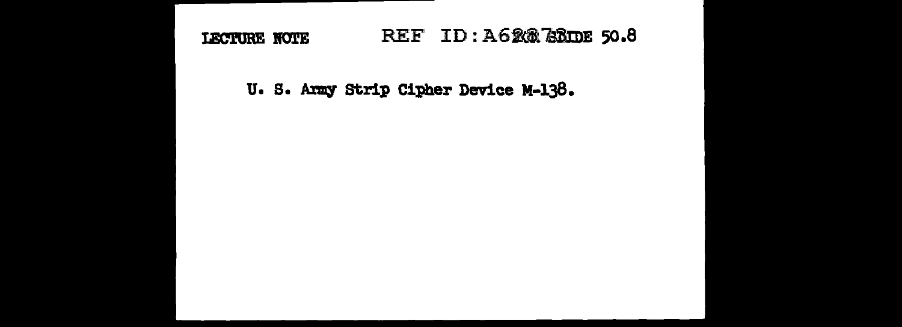LECTURE NOTE SLIDE 50.8

U. S. Army Strip Cipher Device M-138.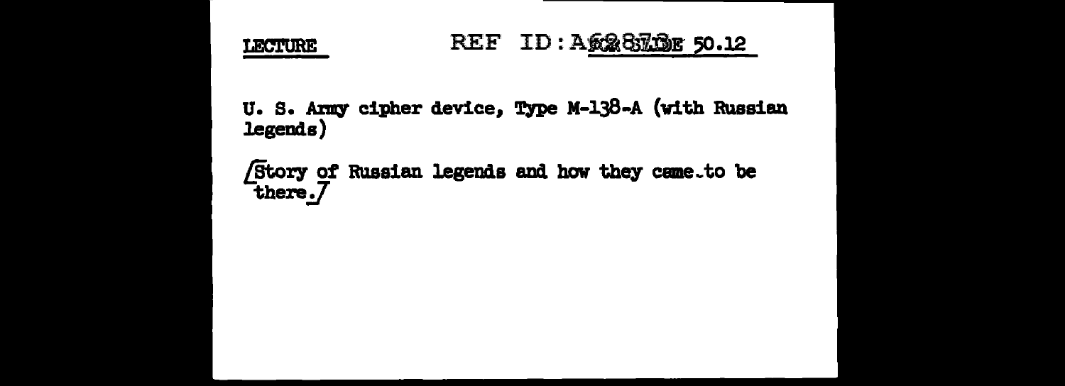LECTURE SLIDE 50.12

U. S. Army cipher device, Type M-138-A (with Russian legends)

[Story of Russian legends and how they came to be there.]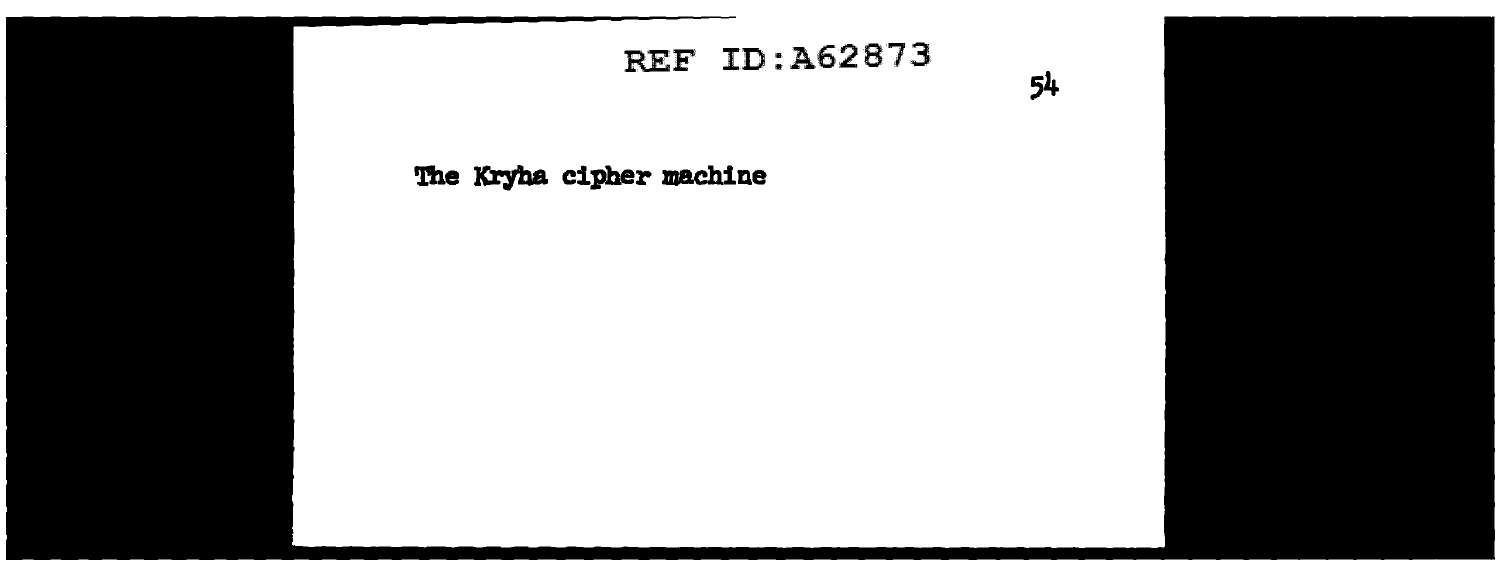The Kryha cipher machine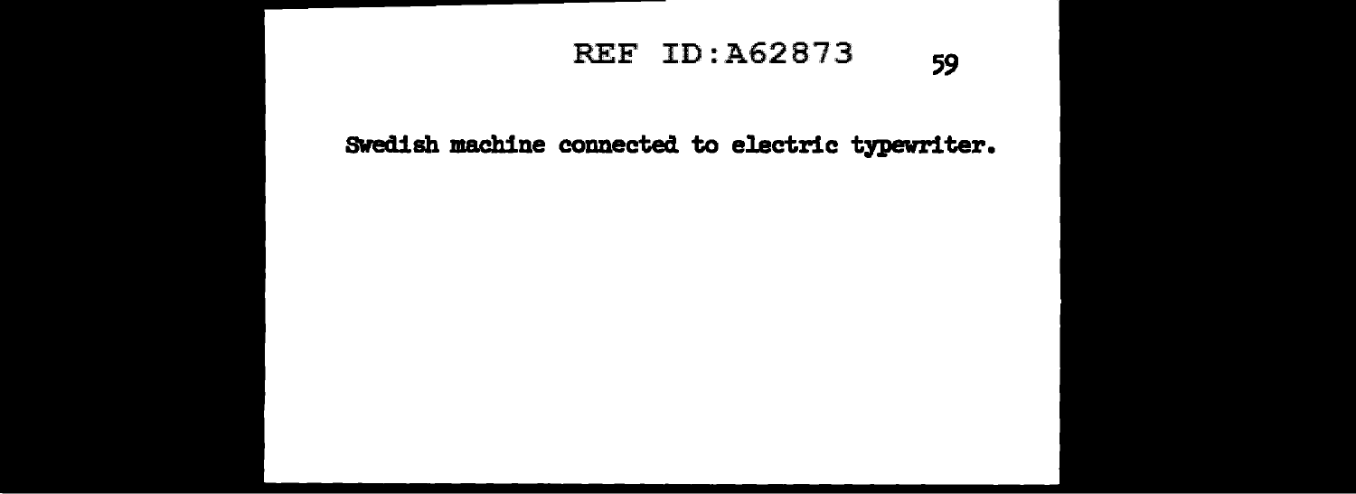Swedish machine connected to electric typewriter.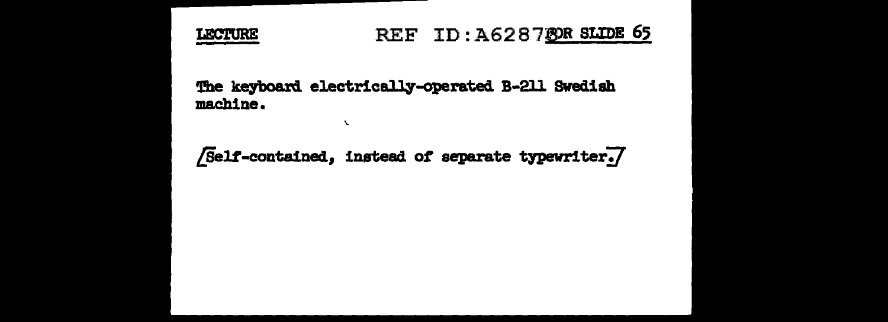LECTURE FOR SLIDE 65

The keyboard electrically-operated B-211 Swedish machine.

[Self-contained, instead of separate typewriter.]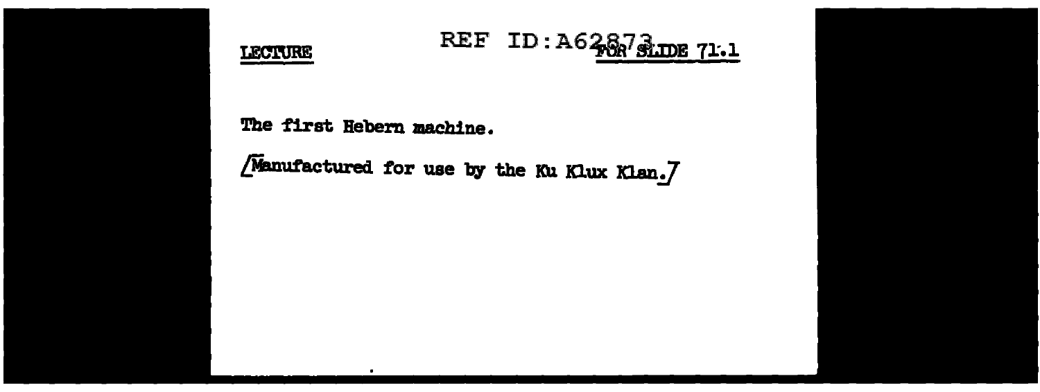**LECTURE** REF ID:A62873 **FOR SLIDE 71.1**

The first Hebern machine.

[Manufactured for use by the Ku Klux Klan.]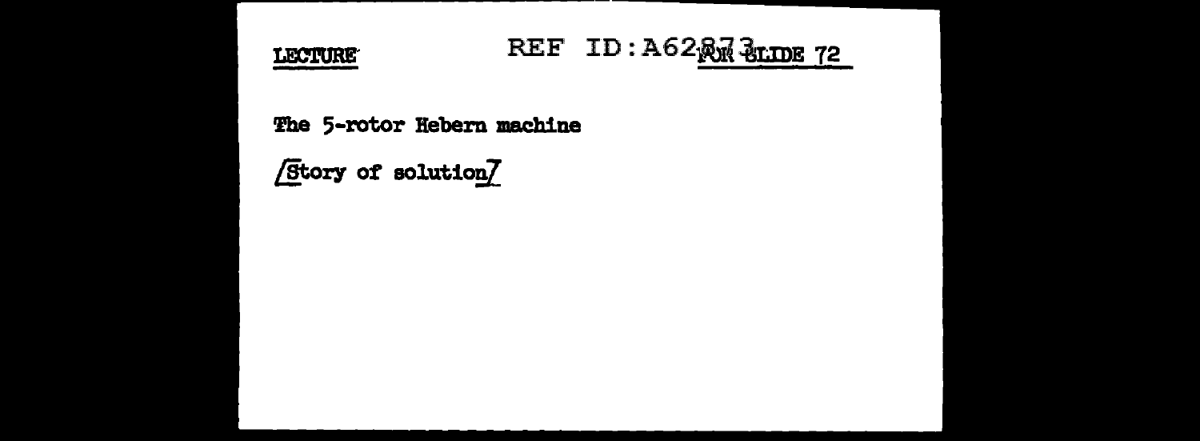LECTURE FOR SLIDE 72

The 5-rotor Hebern machine

[Story of solution]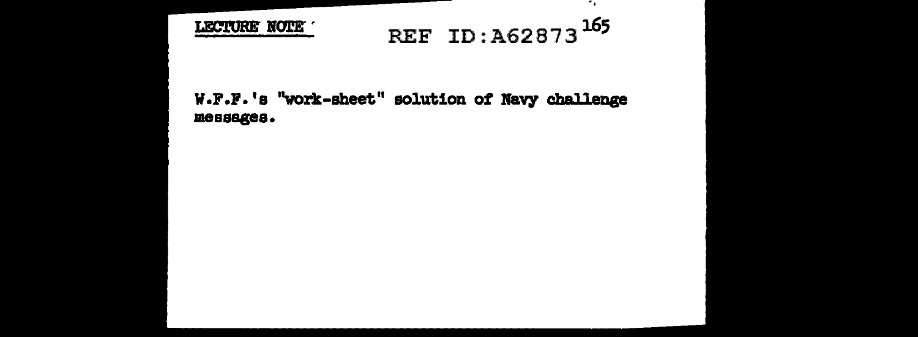LECTURE NOTE

REF ID:A62873 165

W.F.F.'s "work-sheet" solution of Navy challenge messages.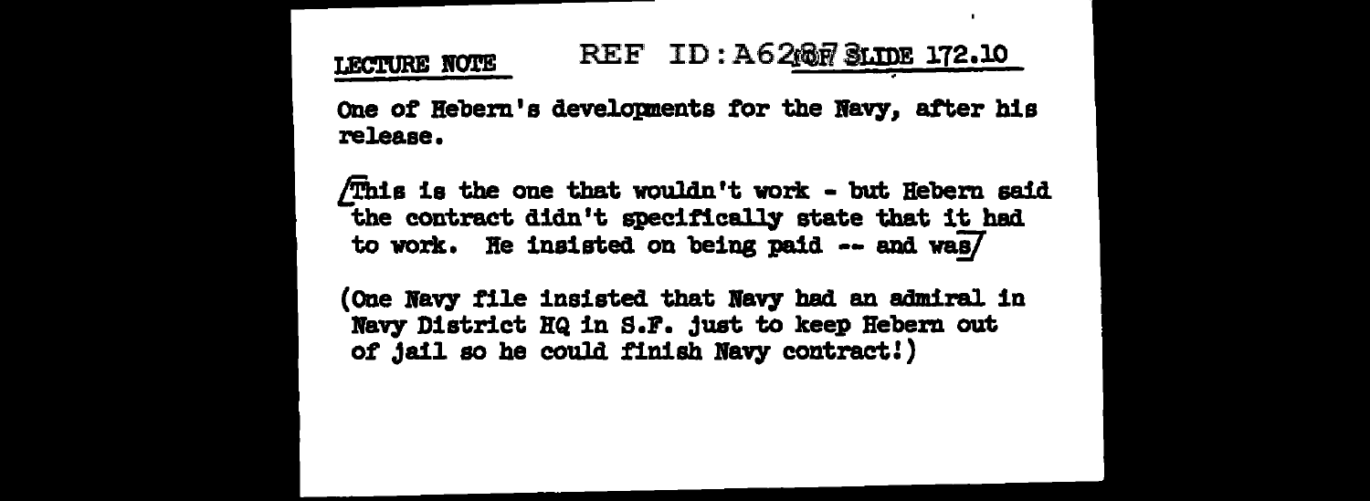LECTURE NOTE REF ID:A62873 SLIDE 172.10

One of Hebern's developments for the Navy, after his release.

/This is the one that wouldn't work - but Hebern said the contract didn't specifically state that it had to work. He insisted on being paid -- and was/

(One Navy file insisted that Navy had an admiral in Navy District HQ in S.F. just to keep Hebern out of jail so he could finish Navy contract!)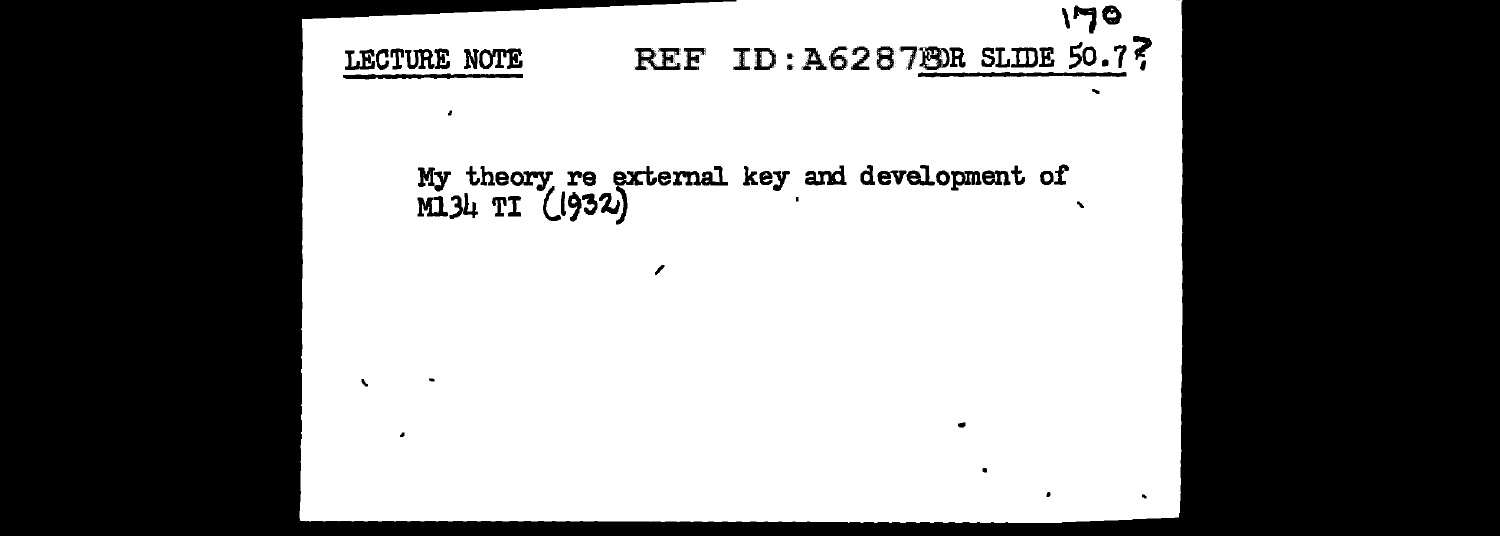LECTURE NOTE FOR SLIDE 50.7?

My theory re external key and development of M134 TI (1932)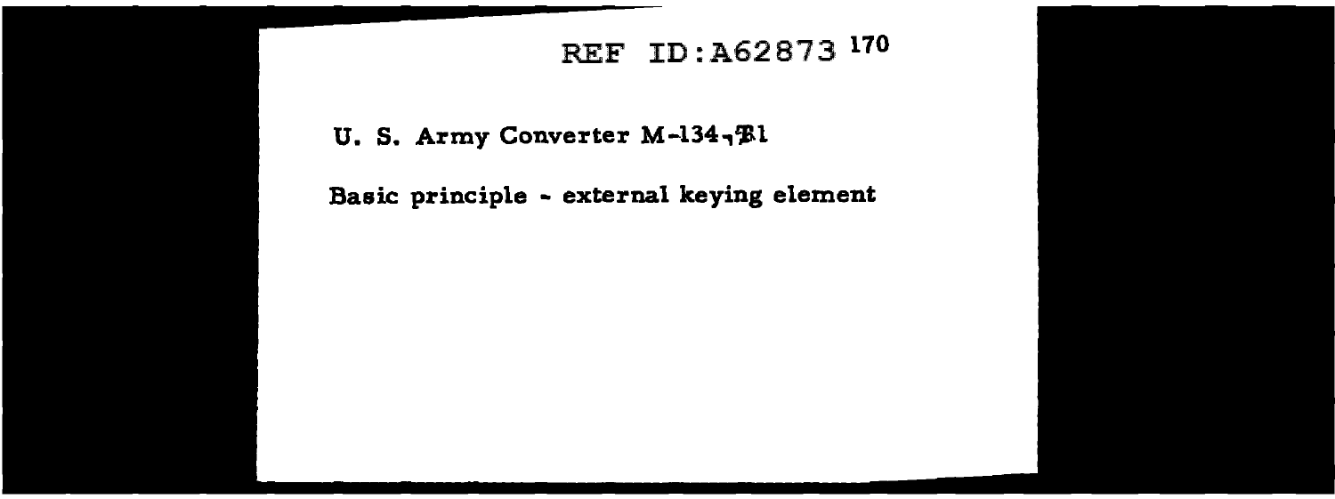U. S. Army Converter M-134-T1

Basic principle - external keying element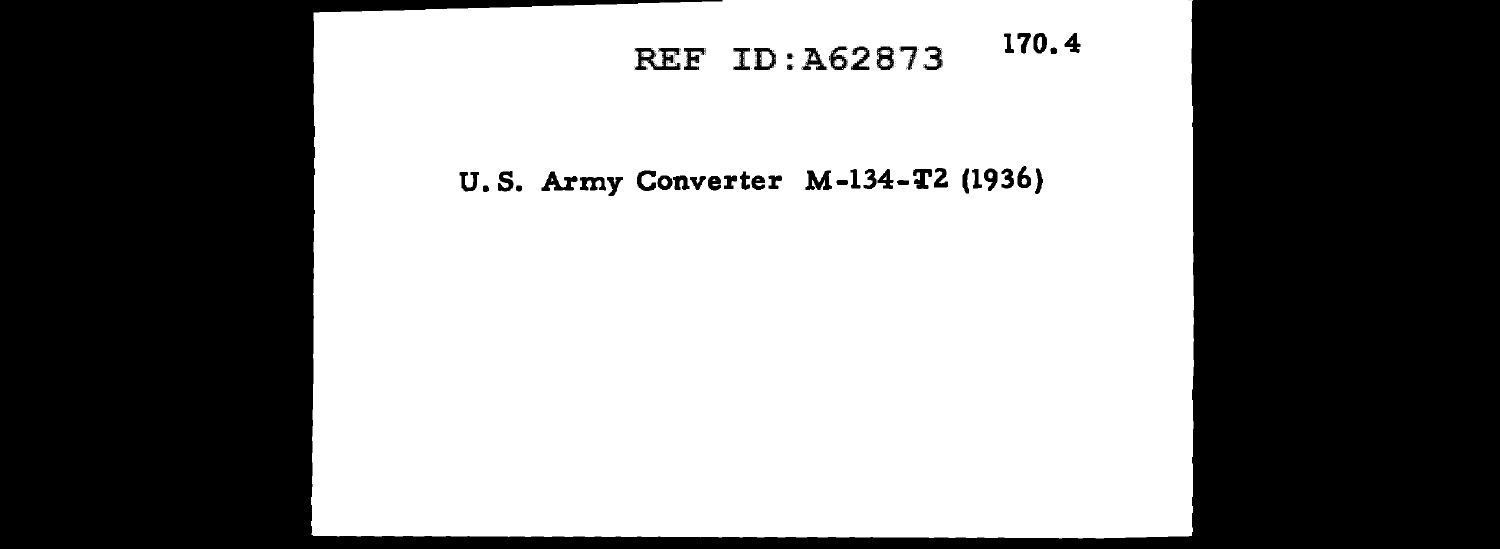170.4

**U.S. Army Converter M-134-T2 (1936)**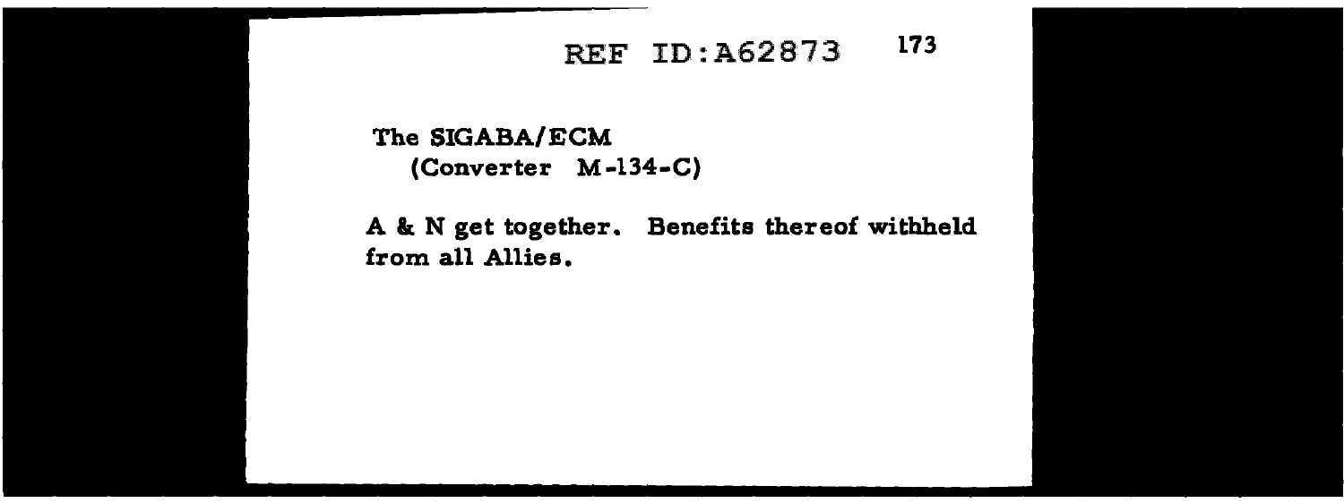The SIGABA/ECM
(Converter M-134-C)

A & N get together. Benefits thereof withheld from all Allies.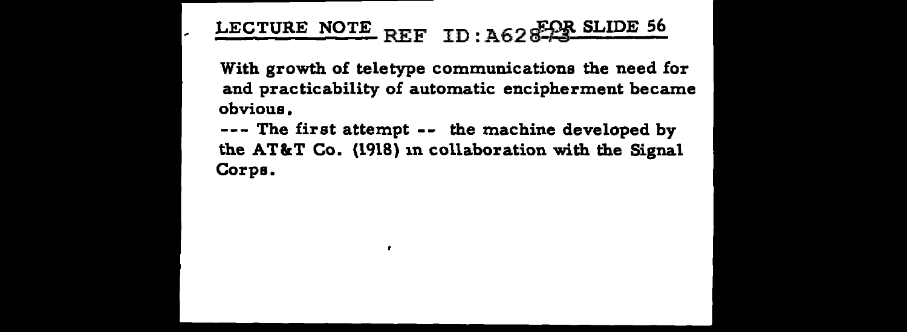LECTURE NOTE FOR SLIDE 56

With growth of teletype communications the need for and practicability of automatic encipherment became obvious.

--- The first attempt -- the machine developed by the AT&T Co. (1918) in collaboration with the Signal Corps.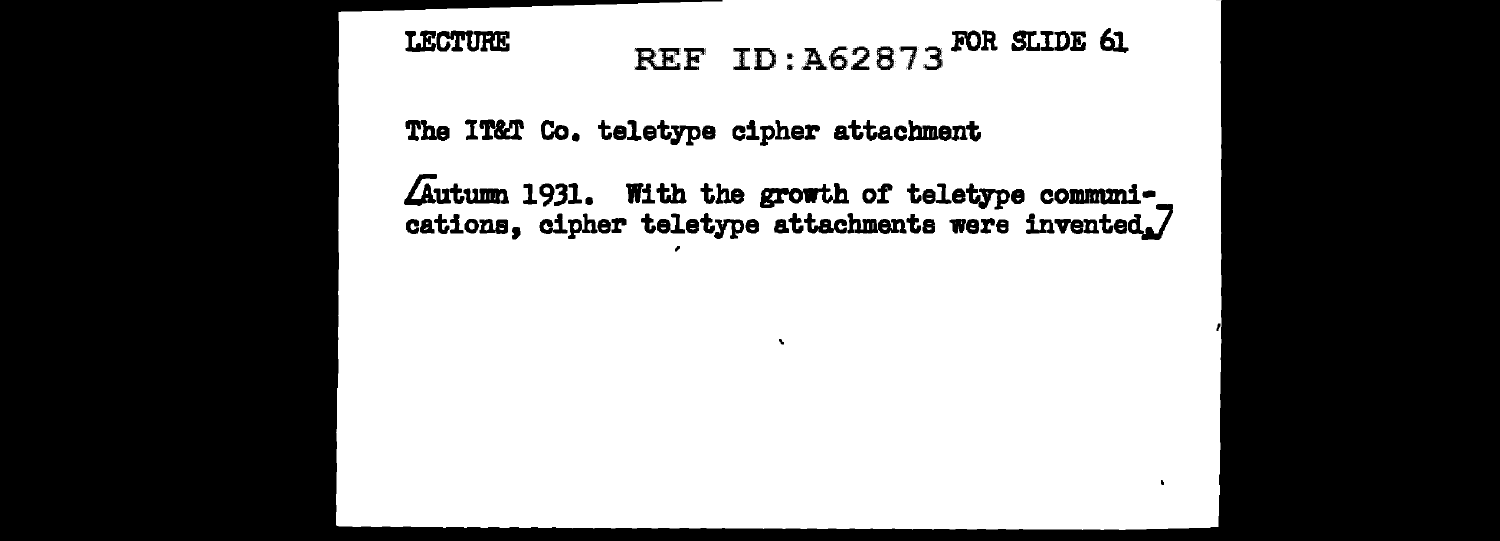LECTURE FOR SLIDE 61

The IT&T Co. teletype cipher attachment

[Autumn 1931. With the growth of teletype communications, cipher teletype attachments were invented.]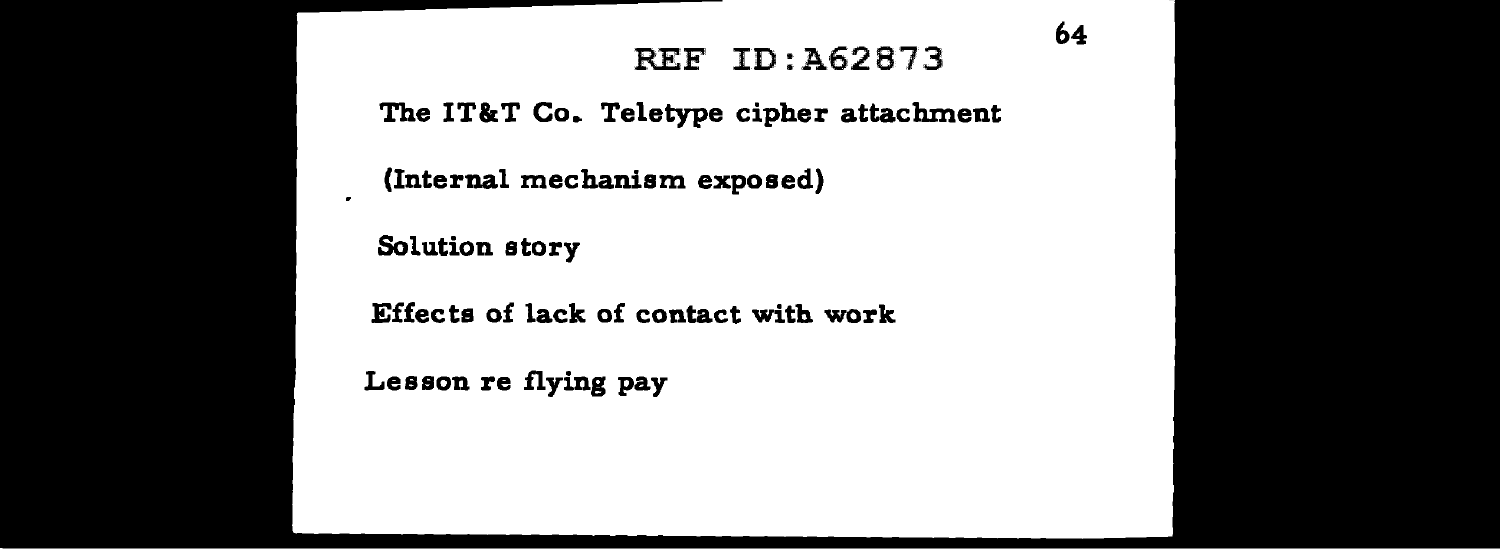The IT&T Co. Teletype cipher attachment

(Internal mechanism exposed)

Solution story

Effects of lack of contact with work

Lesson re flying pay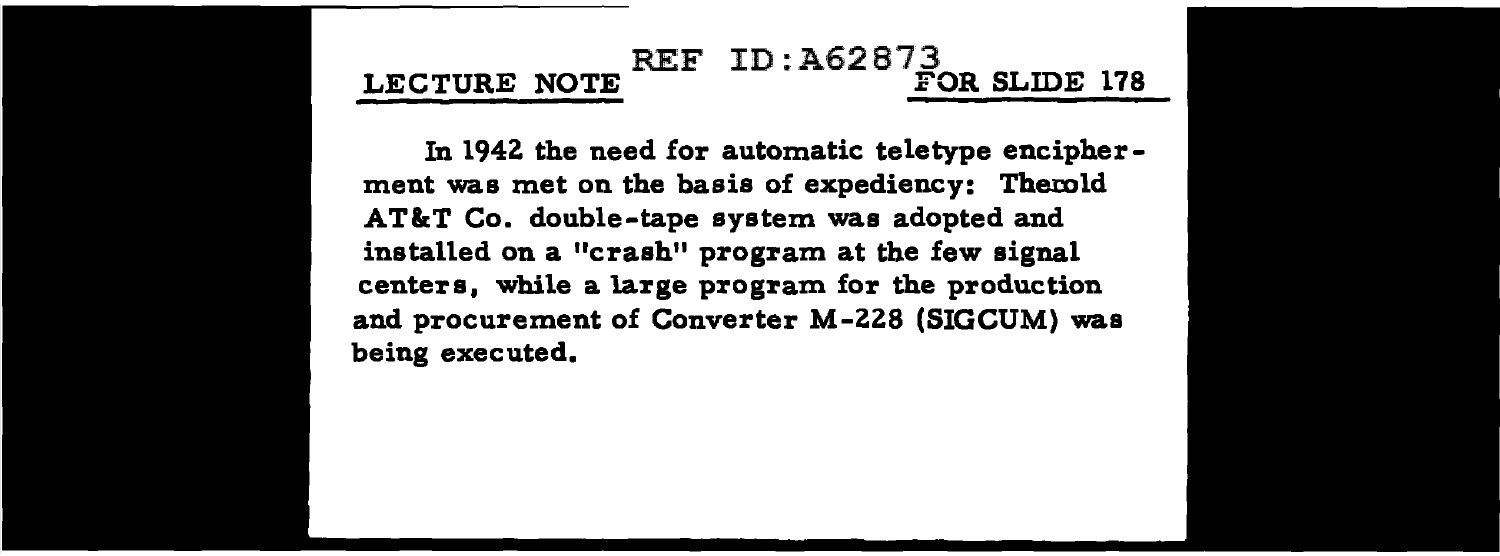REF ID:A62873

LECTURE NOTE FOR SLIDE 178

In 1942 the need for automatic teletype encipherment was met on the basis of expediency: Theold AT&T Co. double-tape system was adopted and installed on a "crash" program at the few signal centers, while a large program for the production and procurement of Converter M-228 (SIGCUM) was being executed.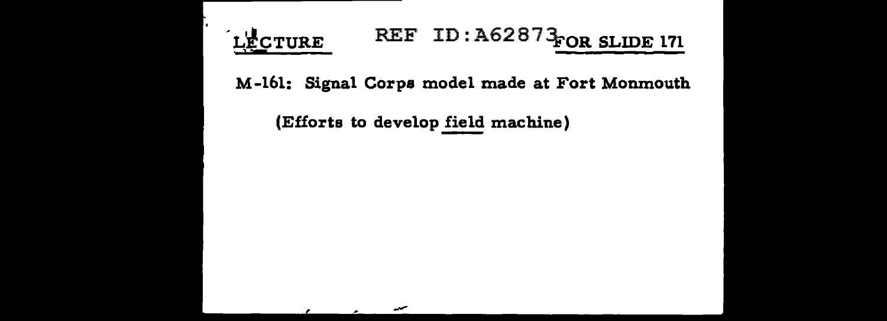LECTURE FOR SLIDE 171

M-161: Signal Corps model made at Fort Monmouth

(Efforts to develop field machine)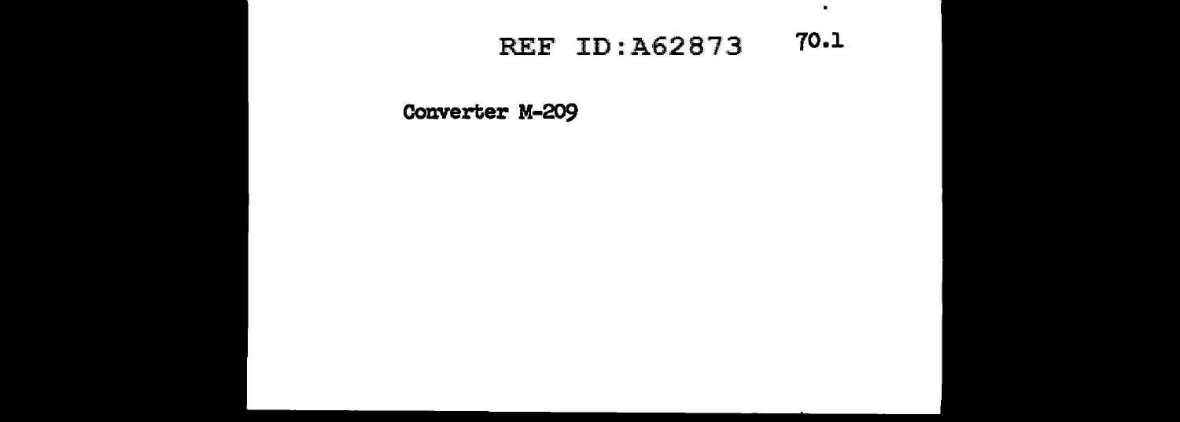70.1

**Converter M-209**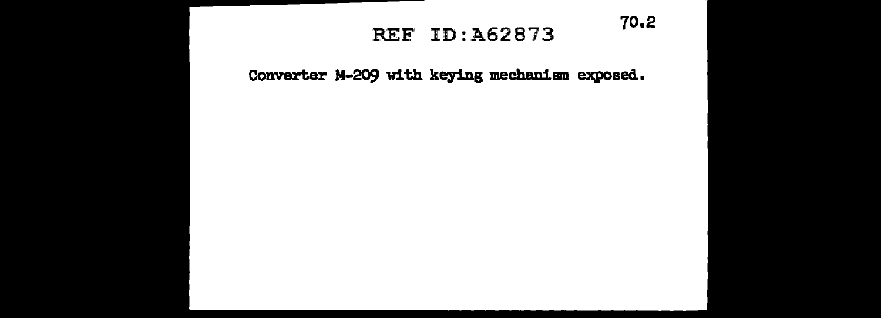70.2

Converter M-209 with keying mechanism exposed.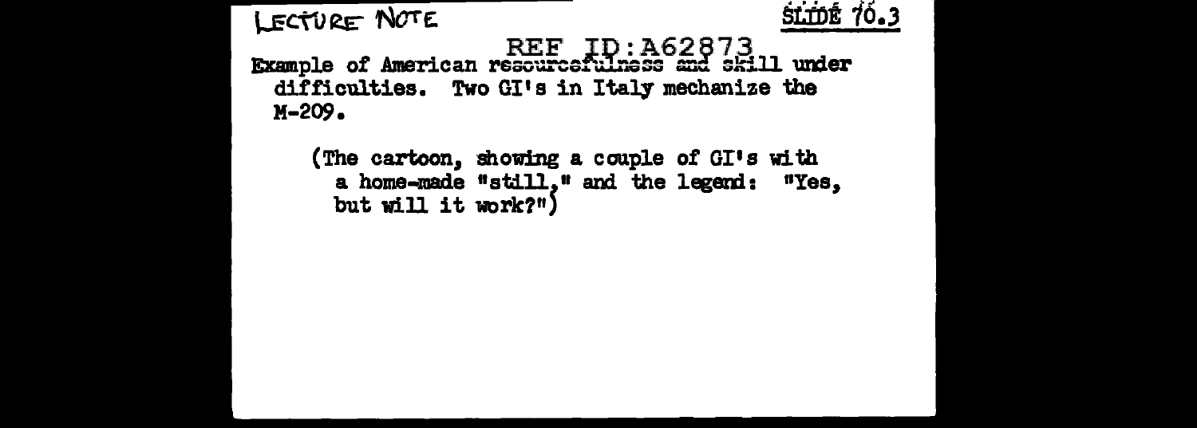LECTURE NOTE

SLIDE 70.3

REF ID:A62873

Example of American resourcefulness and skill under difficulties. Two GI's in Italy mechanize the M-209.

(The cartoon, showing a couple of GI's with a home-made "still," and the legend: "Yes, but will it work?")